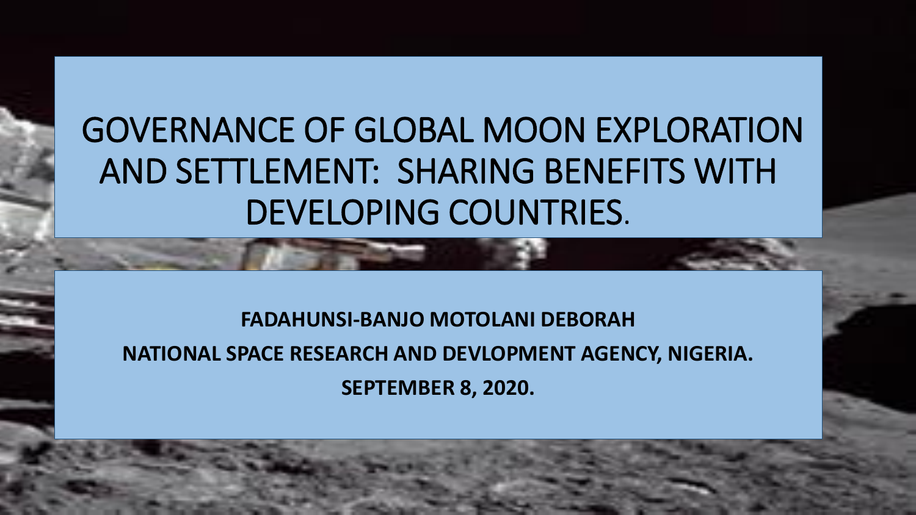# GOVERNANCE OF GLOBAL MOON EXPLORATION AND SETTLEMENT: SHARING BENEFITS WITH DEVELOPING COUNTRIES.

**FADAHUNSI-BANJO MOTOLANI DEBORAH**

**NATIONAL SPACE RESEARCH AND DEVLOPMENT AGENCY, NIGERIA.**

**SEPTEMBER 8, 2020.**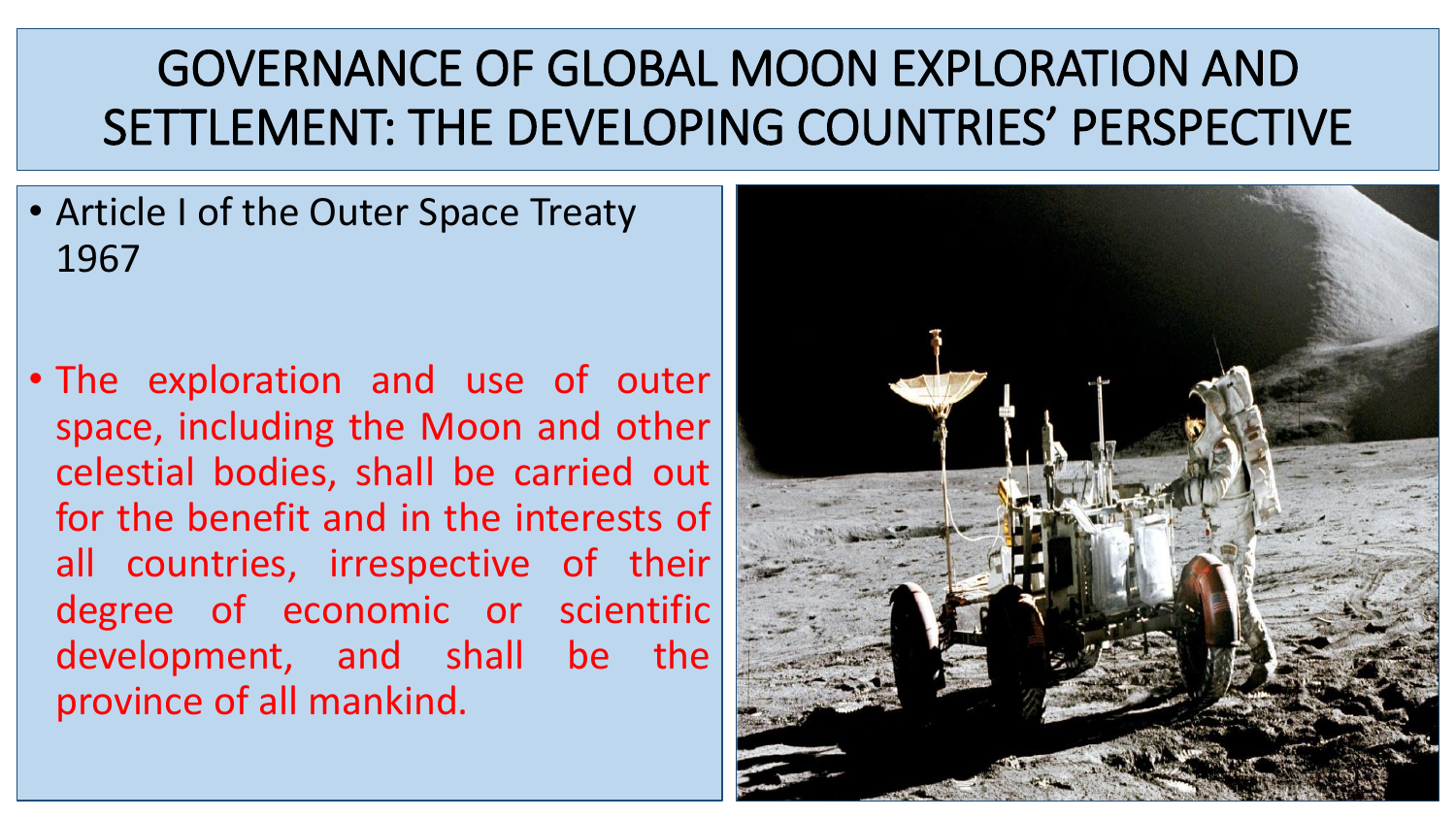# GOVERNANCE OF GLOBAL MOON EXPLORATION AND SETTLEMENT: THE DEVELOPING COUNTRIES' PERSPECTIVE

- Article I of the Outer Space Treaty 1967

- The exploration and use of outer space, including the Moon and other celestial bodies, shall be carried out for the benefit and in the interests of all countries, irrespective of their degree of economic or scientific development, and shall be the province of all mankind.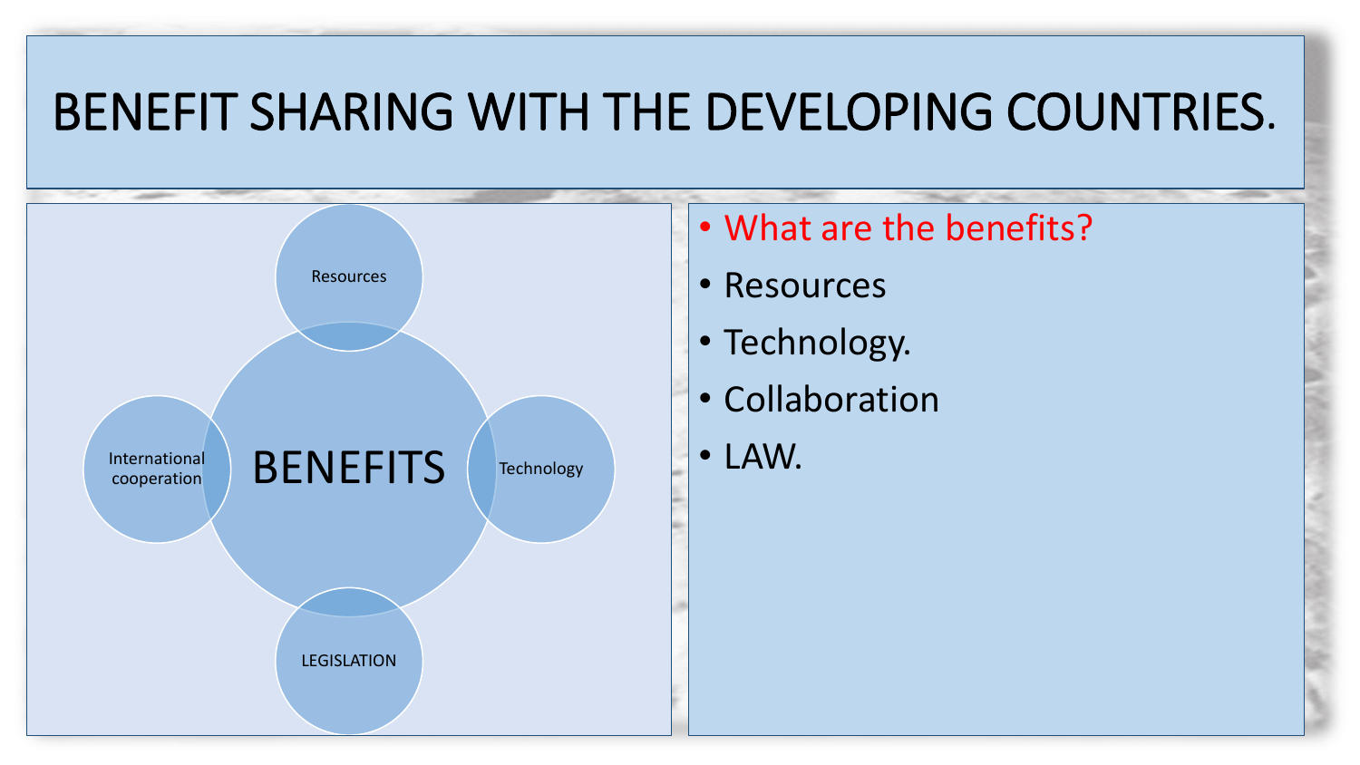# BENEFIT SHARING WITH THE DEVELOPING COUNTRIES.

Resources

International cooperation

BENEFITS

Technology

LEGISLATION

- What are the benefits?
- Resources
- Technology.
- Collaboration
- LAW.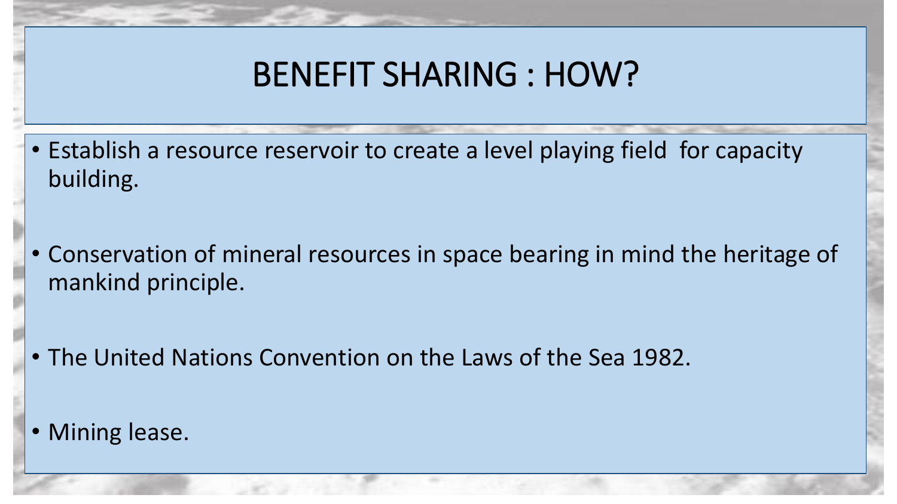# BENEFIT SHARING : HOW?

- Establish a resource reservoir to create a level playing field for capacity building.
- Conservation of mineral resources in space bearing in mind the heritage of mankind principle.
- The United Nations Convention on the Laws of the Sea 1982.
- Mining lease.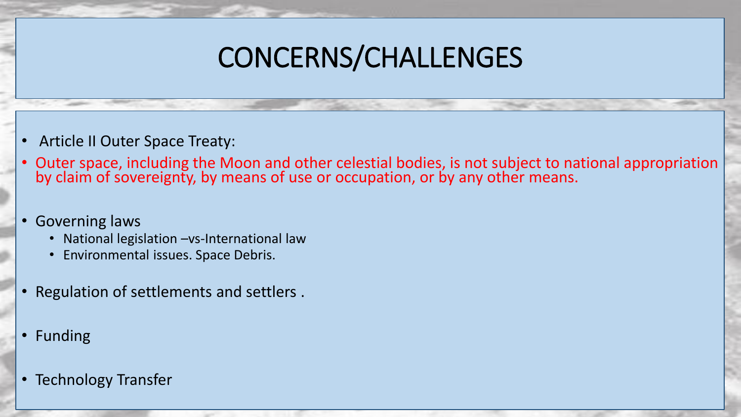# CONCERNS/CHALLENGES

- Article II Outer Space Treaty:
- Outer space, including the Moon and other celestial bodies, is not subject to national appropriation by claim of sovereignty, by means of use or occupation, or by any other means.

- Governing laws
  - National legislation –vs-International law
  - Environmental issues. Space Debris.

- Regulation of settlements and settlers .

- Funding

- Technology Transfer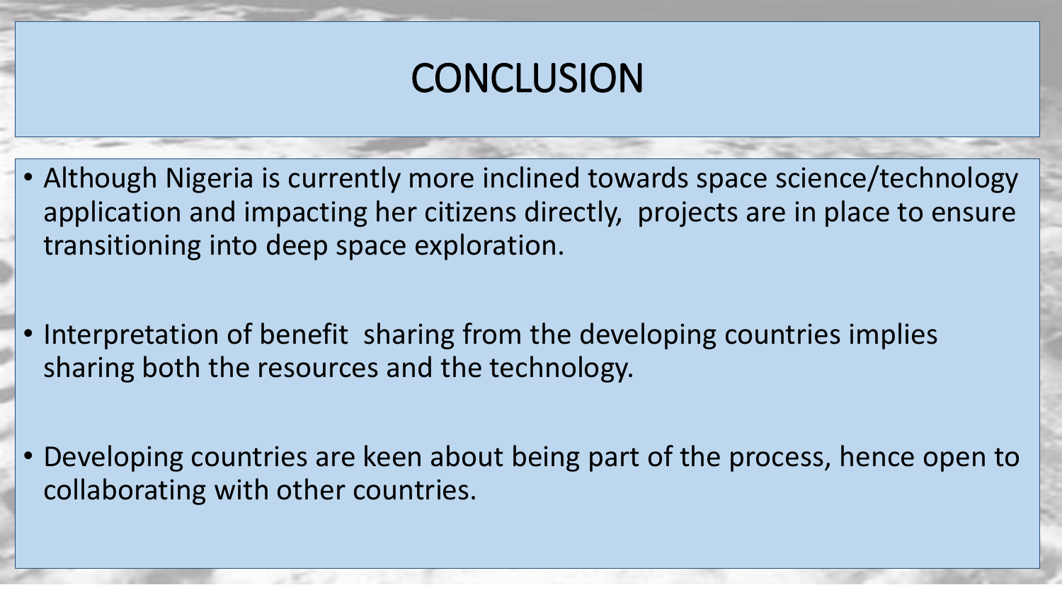# CONCLUSION

- Although Nigeria is currently more inclined towards space science/technology application and impacting her citizens directly, projects are in place to ensure transitioning into deep space exploration.

- Interpretation of benefit sharing from the developing countries implies sharing both the resources and the technology.

- Developing countries are keen about being part of the process, hence open to collaborating with other countries.